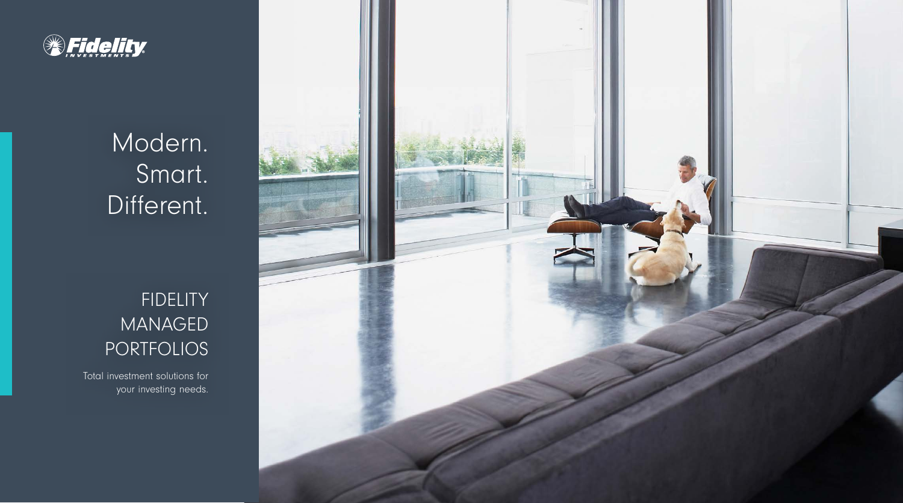Fidelity INVESTMENTS

# Modern. Smart. Different.

## FIDELITY MANAGED PORTFOLIOS

Total investment solutions for your investing needs.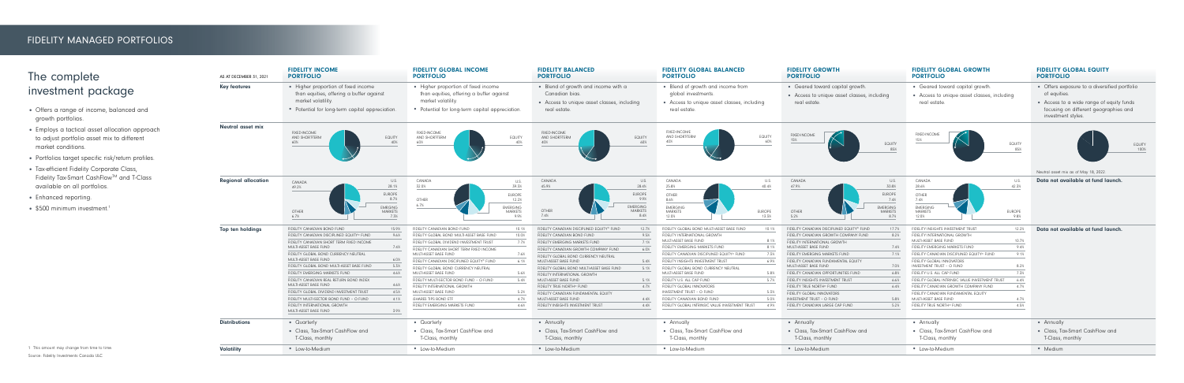## FIDELITY MANAGED PORTFOLIOS

# The complete investment package

- Offers a range of income, balanced and growth portfolios.
- Employs a tactical asset allocation approach to adjust portfolio asset mix to different market conditions.
- Portfolios target specific risk/return profiles.
- Tax-efficient Fidelity Corporate Class, Fidelity Tax-Smart CashFlow™ and T-Class available on all portfolios.
- Enhanced reporting.
- $500 minimum investment.[1]

| AS AT DECEMBER 31, 2021 | FIDELITY INCOME PORTFOLIO | FIDELITY GLOBAL INCOME PORTFOLIO | FIDELITY BALANCED PORTFOLIO | FIDELITY GLOBAL BALANCED PORTFOLIO | FIDELITY GROWTH PORTFOLIO | FIDELITY GLOBAL GROWTH PORTFOLIO | FIDELITY GLOBAL EQUITY PORTFOLIO |
|---|---|---|---|---|---|---|---|
| **Key features** | • Higher proportion of fixed income than equities, offering a buffer against market volatility.<br>• Potential for long-term capital appreciation. | • Higher proportion of fixed income than equities, offering a buffer against market volatility.<br>• Potential for long-term capital appreciation. | • Blend of growth and income with a Canadian bias.<br>• Access to unique asset classes, including real estate. | • Blend of growth and income from global investments.<br>• Access to unique asset classes, including real estate. | • Geared toward capital growth.<br>• Access to unique asset classes, including real estate. | • Geared toward capital growth.<br>• Access to unique asset classes, including real estate | • Offers exposure to a diversified portfolio of equities.<br>• Access to a wide range of equity funds focusing on different geographies and investment styles. |
| **Neutral asset mix** | Fixed income and short-term 60%; Equity 40% | Fixed income and short-term 60%; Equity 40% | Fixed income and short-term 40%; Equity 60% | Fixed income and short-term 40%; Equity 60% | Fixed income 15%; Equity 85% | Fixed income 15%; Equity 85% | Equity 100%<br>Neutral asset mix as of May 18, 2022. |
| **Regional allocation** | Canada 49.2%; U.S. 28.1%; Europe 8.7%; Emerging markets 7.3%; Other 6.7% | Canada 32.0%; U.S. 39.3%; Europe 12.2%; Emerging markets 9.9%; Other 6.7% | Canada 45.9%; U.S. 28.4%; Europe 9.9%; Emerging markets 8.4%; Other 7.4% | Canada 25.8%; U.S. 48.4%; Other 8.6%; Emerging markets 12.5%; Europe 13.3% | Canada 47.9%; U.S. 30.8%; Europe 7.4%; Emerging markets 8.7%; Other 5.2% | Canada 28.6%; U.S. 42.3%; Other 7.4%; Emerging markets 12.8%; Europe 9.8% | Data not available at fund launch. |
| **Top ten holdings** | Fidelity Canadian Bond Fund 15.9%<br>Fidelity Canadian Disciplined Equity® Fund 9.6%<br>Fidelity Canadian Short Term Fixed Income Multi-Asset Base Fund 7.6%<br>Fidelity Global Bond Currency Neutral Multi-Asset Base Fund 6.0%<br>Fidelity Global Bond Multi-Asset Base Fund 5.3%<br>Fidelity Emerging Markets Fund 4.6%<br>Fidelity Canadian Real Return Bond Index Multi-Asset Base Fund 4.6%<br>Fidelity Global Dividend Investment Trust 4.5%<br>Fidelity Multi-Sector Bond Fund – O Fund 4.1%<br>Fidelity International Growth Multi-Asset Base Fund 3.9% | Fidelity Canadian Bond Fund 15.1%<br>Fidelity Global Bond Multi-Asset Base Fund 10.0%<br>Fidelity Global Dividend Investment Trust 7.7%<br>Fidelity Canadian Short Term Fixed Income Multi-Asset Base Fund 7.6%<br>Fidelity Canadian Disciplined Equity® Fund 6.1%<br>Fidelity Global Bond Currency Neutral Multi-Asset Base Fund 5.6%<br>Fidelity Multi-Sector Bond Fund – O Fund 5.4%<br>Fidelity International Growth Multi-Asset Base Fund 5.2%<br>iShares TIPS Bond ETF 4.7%<br>Fidelity Emerging Markets Fund 4.6% | Fidelity Canadian Disciplined Equity® Fund 12.7%<br>Fidelity Canadian Bond Fund 9.5%<br>Fidelity Emerging Markets Fund 7.1%<br>Fidelity Canadian Growth Company Fund 6.0%<br>Fidelity Global Bond Currency Neutral Multi-Asset Base Fund 5.6%<br>Fidelity Global Bond Multi-Asset Base Fund 5.1%<br>Fidelity International Growth Multi-Asset Base Fund 5.1%<br>Fidelity True North® Fund 4.7%<br>Fidelity Canadian Fundamental Equity Multi-Asset Base Fund 4.6%<br>Fidelity Insights Investment Trust 4.6% | Fidelity Global Bond Multi-Asset Base Fund 10.1%<br>Fidelity International Growth Multi-Asset Base Fund 8.1%<br>Fidelity Emerging Markets Fund 8.1%<br>Fidelity Canadian Disciplined Equity® Fund 7.0%<br>Fidelity Insights Investment Trust 6.9%<br>Fidelity Global Bond Currency Neutral Multi-Asset Base Fund 5.8%<br>Fidelity U.S. All Cap Fund 5.7%<br>Fidelity Global Innovators Investment Trust – O Fund 5.3%<br>Fidelity Canadian Bond Fund 5.0%<br>Fidelity Global Intrinsic Value Investment Trust 4.9% | Fidelity Canadian Disciplined Equity® Fund 17.7%<br>Fidelity Canadian Growth Company Fund 8.2%<br>Fidelity International Growth Multi-Asset Base Fund 7.4%<br>Fidelity Emerging Markets Fund 7.1%<br>Fidelity Canadian Fundamental Equity Multi-Asset Base Fund 7.0%<br>Fidelity Canadian Opportunities Fund 6.8%<br>Fidelity Insights Investment Trust 6.6%<br>Fidelity True North® Fund 6.4%<br>Fidelity Global Innovators Investment Trust – O Fund 5.8%<br>Fidelity Canadian Large Cap Fund 5.2% | Fidelity Insights Investment Trust 12.2%<br>Fidelity International Growth Multi-Asset Base Fund 10.7%<br>Fidelity Emerging Markets Fund 9.4%<br>Fidelity Canadian Disciplined Equity® Fund 9.1%<br>Fidelity Global Innovators Investment Trust – O Fund 8.2%<br>Fidelity U.S. All Cap Fund 7.3%<br>Fidelity Global Intrinsic Value Investment Trust 6.6%<br>Fidelity Canadian Growth Company Fund 4.7%<br>Fidelity Canadian Fundamental Equity Multi-Asset Base Fund 4.7%<br>Fidelity True North® Fund 4.5% | Data not available at fund launch. |
| **Distributions** | • Quarterly<br>• Class, Tax-Smart CashFlow and T-Class, monthly | • Quarterly<br>• Class, Tax-Smart CashFlow and T-Class, monthly | • Annually<br>• Class, Tax-Smart CashFlow and T-Class, monthly | • Annually<br>• Class, Tax-Smart CashFlow and T-Class, monthly | • Annually<br>• Class, Tax-Smart CashFlow and T-Class, monthly | • Annually<br>• Class, Tax-Smart CashFlow and T-Class, monthly | • Annually<br>• Class, Tax-Smart CashFlow and T-Class, monthly |
| **Volatility** | • Low-to-Medium | • Low-to-Medium | • Low-to-Medium | • Low-to-Medium | • Low-to-Medium | • Low-to-Medium | • Medium |

1 This amount may change from time to time.
Source: Fidelity Investments Canada ULC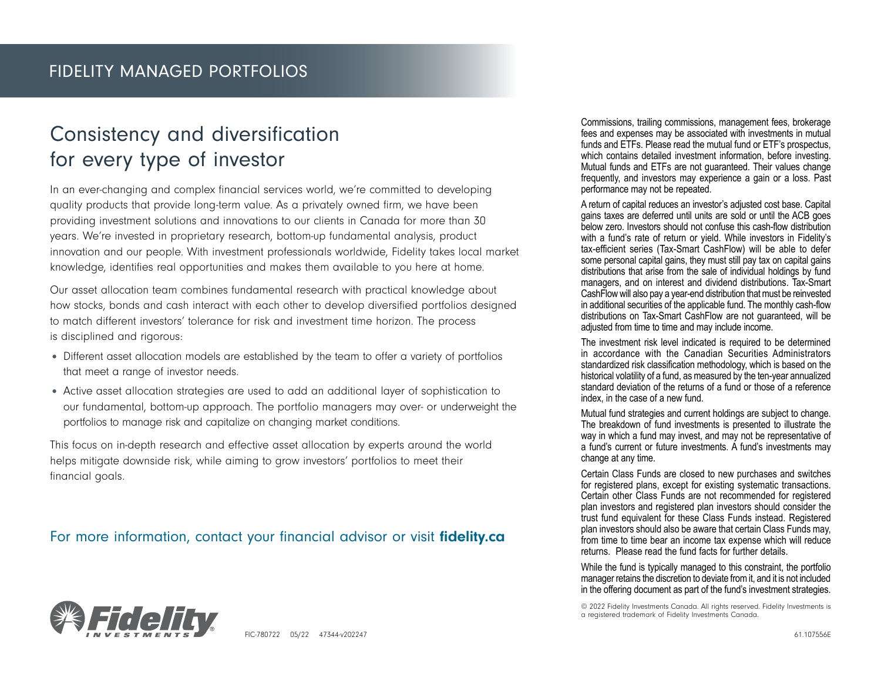# FIDELITY MANAGED PORTFOLIOS

## Consistency and diversification for every type of investor

In an ever-changing and complex financial services world, we're committed to developing quality products that provide long-term value. As a privately owned firm, we have been providing investment solutions and innovations to our clients in Canada for more than 30 years. We're invested in proprietary research, bottom-up fundamental analysis, product innovation and our people. With investment professionals worldwide, Fidelity takes local market knowledge, identifies real opportunities and makes them available to you here at home.

Our asset allocation team combines fundamental research with practical knowledge about how stocks, bonds and cash interact with each other to develop diversified portfolios designed to match different investors' tolerance for risk and investment time horizon. The process is disciplined and rigorous:

- Different asset allocation models are established by the team to offer a variety of portfolios that meet a range of investor needs.
- Active asset allocation strategies are used to add an additional layer of sophistication to our fundamental, bottom-up approach. The portfolio managers may over- or underweight the portfolios to manage risk and capitalize on changing market conditions.

This focus on in-depth research and effective asset allocation by experts around the world helps mitigate downside risk, while aiming to grow investors' portfolios to meet their financial goals.

For more information, contact your financial advisor or visit **fidelity.ca**

FIC-780722 05/22 47344-v202247

Commissions, trailing commissions, management fees, brokerage fees and expenses may be associated with investments in mutual funds and ETFs. Please read the mutual fund or ETF's prospectus, which contains detailed investment information, before investing. Mutual funds and ETFs are not guaranteed. Their values change frequently, and investors may experience a gain or a loss. Past performance may not be repeated.

A return of capital reduces an investor's adjusted cost base. Capital gains taxes are deferred until units are sold or until the ACB goes below zero. Investors should not confuse this cash-flow distribution with a fund's rate of return or yield. While investors in Fidelity's tax-efficient series (Tax-Smart CashFlow) will be able to defer some personal capital gains, they must still pay tax on capital gains distributions that arise from the sale of individual holdings by fund managers, and on interest and dividend distributions. Tax-Smart CashFlow will also pay a year-end distribution that must be reinvested in additional securities of the applicable fund. The monthly cash-flow distributions on Tax-Smart CashFlow are not guaranteed, will be adjusted from time to time and may include income.

The investment risk level indicated is required to be determined in accordance with the Canadian Securities Administrators standardized risk classification methodology, which is based on the historical volatility of a fund, as measured by the ten-year annualized standard deviation of the returns of a fund or those of a reference index, in the case of a new fund.

Mutual fund strategies and current holdings are subject to change. The breakdown of fund investments is presented to illustrate the way in which a fund may invest, and may not be representative of a fund's current or future investments. A fund's investments may change at any time.

Certain Class Funds are closed to new purchases and switches for registered plans, except for existing systematic transactions. Certain other Class Funds are not recommended for registered plan investors and registered plan investors should consider the trust fund equivalent for these Class Funds instead. Registered plan investors should also be aware that certain Class Funds may, from time to time bear an income tax expense which will reduce returns. Please read the fund facts for further details.

While the fund is typically managed to this constraint, the portfolio manager retains the discretion to deviate from it, and it is not included in the offering document as part of the fund's investment strategies.

© 2022 Fidelity Investments Canada. All rights reserved. Fidelity Investments is a registered trademark of Fidelity Investments Canada.

61.107556E